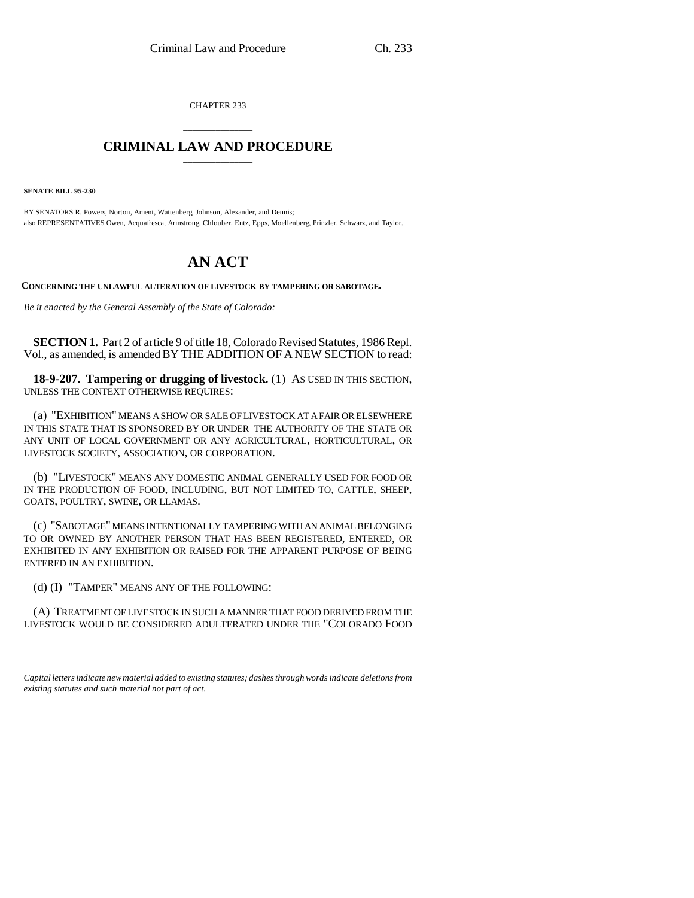CHAPTER 233

# CRIMINAL LAW AND PROCEDURE

**SENATE BILL 95-230**

BY SENATORS R. Powers, Norton, Ament, Wattenberg, Johnson, Alexander, and Dennis;
also REPRESENTATIVES Owen, Acquafresca, Armstrong, Chlouber, Entz, Epps, Moellenberg, Prinzler, Schwarz, and Taylor.

# AN ACT

**CONCERNING THE UNLAWFUL ALTERATION OF LIVESTOCK BY TAMPERING OR SABOTAGE.**

*Be it enacted by the General Assembly of the State of Colorado:*

**SECTION 1.** Part 2 of article 9 of title 18, Colorado Revised Statutes, 1986 Repl. Vol., as amended, is amended BY THE ADDITION OF A NEW SECTION to read:

**18-9-207. Tampering or drugging of livestock.** (1) AS USED IN THIS SECTION, UNLESS THE CONTEXT OTHERWISE REQUIRES:

(a) "EXHIBITION" MEANS A SHOW OR SALE OF LIVESTOCK AT A FAIR OR ELSEWHERE IN THIS STATE THAT IS SPONSORED BY OR UNDER THE AUTHORITY OF THE STATE OR ANY UNIT OF LOCAL GOVERNMENT OR ANY AGRICULTURAL, HORTICULTURAL, OR LIVESTOCK SOCIETY, ASSOCIATION, OR CORPORATION.

(b) "LIVESTOCK" MEANS ANY DOMESTIC ANIMAL GENERALLY USED FOR FOOD OR IN THE PRODUCTION OF FOOD, INCLUDING, BUT NOT LIMITED TO, CATTLE, SHEEP, GOATS, POULTRY, SWINE, OR LLAMAS.

(c) "SABOTAGE" MEANS INTENTIONALLY TAMPERING WITH AN ANIMAL BELONGING TO OR OWNED BY ANOTHER PERSON THAT HAS BEEN REGISTERED, ENTERED, OR EXHIBITED IN ANY EXHIBITION OR RAISED FOR THE APPARENT PURPOSE OF BEING ENTERED IN AN EXHIBITION.

(d) (I) "TAMPER" MEANS ANY OF THE FOLLOWING:

(A) TREATMENT OF LIVESTOCK IN SUCH A MANNER THAT FOOD DERIVED FROM THE LIVESTOCK WOULD BE CONSIDERED ADULTERATED UNDER THE "COLORADO FOOD

*Capital letters indicate new material added to existing statutes; dashes through words indicate deletions from existing statutes and such material not part of act.*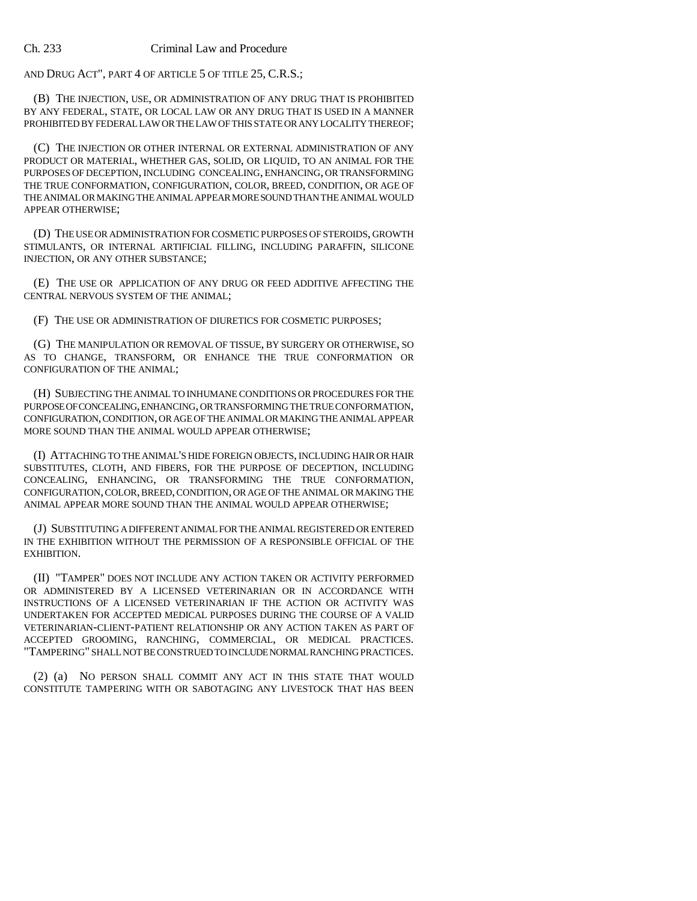AND DRUG ACT", PART 4 OF ARTICLE 5 OF TITLE 25, C.R.S.;

(B) THE INJECTION, USE, OR ADMINISTRATION OF ANY DRUG THAT IS PROHIBITED BY ANY FEDERAL, STATE, OR LOCAL LAW OR ANY DRUG THAT IS USED IN A MANNER PROHIBITED BY FEDERAL LAW OR THE LAW OF THIS STATE OR ANY LOCALITY THEREOF;

(C) THE INJECTION OR OTHER INTERNAL OR EXTERNAL ADMINISTRATION OF ANY PRODUCT OR MATERIAL, WHETHER GAS, SOLID, OR LIQUID, TO AN ANIMAL FOR THE PURPOSES OF DECEPTION, INCLUDING CONCEALING, ENHANCING, OR TRANSFORMING THE TRUE CONFORMATION, CONFIGURATION, COLOR, BREED, CONDITION, OR AGE OF THE ANIMAL OR MAKING THE ANIMAL APPEAR MORE SOUND THAN THE ANIMAL WOULD APPEAR OTHERWISE;

(D) THE USE OR ADMINISTRATION FOR COSMETIC PURPOSES OF STEROIDS, GROWTH STIMULANTS, OR INTERNAL ARTIFICIAL FILLING, INCLUDING PARAFFIN, SILICONE INJECTION, OR ANY OTHER SUBSTANCE;

(E) THE USE OR APPLICATION OF ANY DRUG OR FEED ADDITIVE AFFECTING THE CENTRAL NERVOUS SYSTEM OF THE ANIMAL;

(F) THE USE OR ADMINISTRATION OF DIURETICS FOR COSMETIC PURPOSES;

(G) THE MANIPULATION OR REMOVAL OF TISSUE, BY SURGERY OR OTHERWISE, SO AS TO CHANGE, TRANSFORM, OR ENHANCE THE TRUE CONFORMATION OR CONFIGURATION OF THE ANIMAL;

(H) SUBJECTING THE ANIMAL TO INHUMANE CONDITIONS OR PROCEDURES FOR THE PURPOSE OF CONCEALING, ENHANCING, OR TRANSFORMING THE TRUE CONFORMATION, CONFIGURATION, CONDITION, OR AGE OF THE ANIMAL OR MAKING THE ANIMAL APPEAR MORE SOUND THAN THE ANIMAL WOULD APPEAR OTHERWISE;

(I) ATTACHING TO THE ANIMAL'S HIDE FOREIGN OBJECTS, INCLUDING HAIR OR HAIR SUBSTITUTES, CLOTH, AND FIBERS, FOR THE PURPOSE OF DECEPTION, INCLUDING CONCEALING, ENHANCING, OR TRANSFORMING THE TRUE CONFORMATION, CONFIGURATION, COLOR, BREED, CONDITION, OR AGE OF THE ANIMAL OR MAKING THE ANIMAL APPEAR MORE SOUND THAN THE ANIMAL WOULD APPEAR OTHERWISE;

(J) SUBSTITUTING A DIFFERENT ANIMAL FOR THE ANIMAL REGISTERED OR ENTERED IN THE EXHIBITION WITHOUT THE PERMISSION OF A RESPONSIBLE OFFICIAL OF THE EXHIBITION.

(II) "TAMPER" DOES NOT INCLUDE ANY ACTION TAKEN OR ACTIVITY PERFORMED OR ADMINISTERED BY A LICENSED VETERINARIAN OR IN ACCORDANCE WITH INSTRUCTIONS OF A LICENSED VETERINARIAN IF THE ACTION OR ACTIVITY WAS UNDERTAKEN FOR ACCEPTED MEDICAL PURPOSES DURING THE COURSE OF A VALID VETERINARIAN-CLIENT-PATIENT RELATIONSHIP OR ANY ACTION TAKEN AS PART OF ACCEPTED GROOMING, RANCHING, COMMERCIAL, OR MEDICAL PRACTICES. "TAMPERING" SHALL NOT BE CONSTRUED TO INCLUDE NORMAL RANCHING PRACTICES.

(2) (a) NO PERSON SHALL COMMIT ANY ACT IN THIS STATE THAT WOULD CONSTITUTE TAMPERING WITH OR SABOTAGING ANY LIVESTOCK THAT HAS BEEN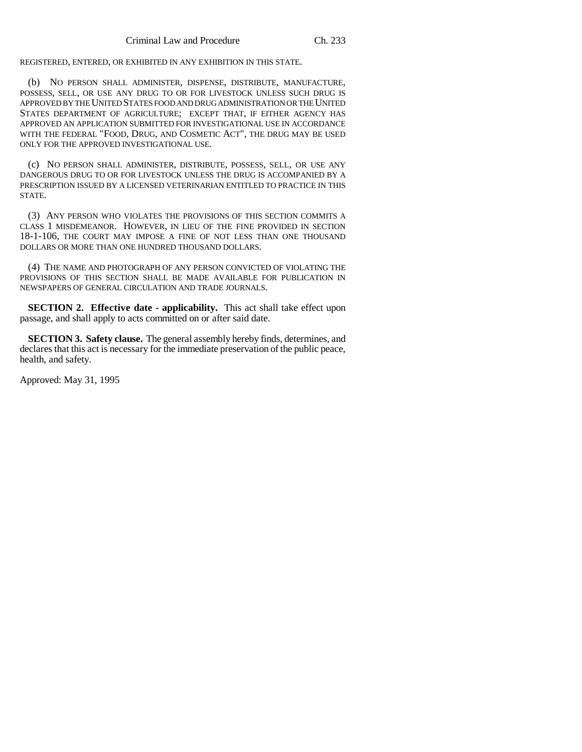REGISTERED, ENTERED, OR EXHIBITED IN ANY EXHIBITION IN THIS STATE.

(b) NO PERSON SHALL ADMINISTER, DISPENSE, DISTRIBUTE, MANUFACTURE, POSSESS, SELL, OR USE ANY DRUG TO OR FOR LIVESTOCK UNLESS SUCH DRUG IS APPROVED BY THE UNITED STATES FOOD AND DRUG ADMINISTRATION OR THE UNITED STATES DEPARTMENT OF AGRICULTURE; EXCEPT THAT, IF EITHER AGENCY HAS APPROVED AN APPLICATION SUBMITTED FOR INVESTIGATIONAL USE IN ACCORDANCE WITH THE FEDERAL "FOOD, DRUG, AND COSMETIC ACT", THE DRUG MAY BE USED ONLY FOR THE APPROVED INVESTIGATIONAL USE.

(c) NO PERSON SHALL ADMINISTER, DISTRIBUTE, POSSESS, SELL, OR USE ANY DANGEROUS DRUG TO OR FOR LIVESTOCK UNLESS THE DRUG IS ACCOMPANIED BY A PRESCRIPTION ISSUED BY A LICENSED VETERINARIAN ENTITLED TO PRACTICE IN THIS STATE.

(3) ANY PERSON WHO VIOLATES THE PROVISIONS OF THIS SECTION COMMITS A CLASS 1 MISDEMEANOR. HOWEVER, IN LIEU OF THE FINE PROVIDED IN SECTION 18-1-106, THE COURT MAY IMPOSE A FINE OF NOT LESS THAN ONE THOUSAND DOLLARS OR MORE THAN ONE HUNDRED THOUSAND DOLLARS.

(4) THE NAME AND PHOTOGRAPH OF ANY PERSON CONVICTED OF VIOLATING THE PROVISIONS OF THIS SECTION SHALL BE MADE AVAILABLE FOR PUBLICATION IN NEWSPAPERS OF GENERAL CIRCULATION AND TRADE JOURNALS.

**SECTION 2. Effective date - applicability.** This act shall take effect upon passage, and shall apply to acts committed on or after said date.

**SECTION 3. Safety clause.** The general assembly hereby finds, determines, and declares that this act is necessary for the immediate preservation of the public peace, health, and safety.

Approved: May 31, 1995